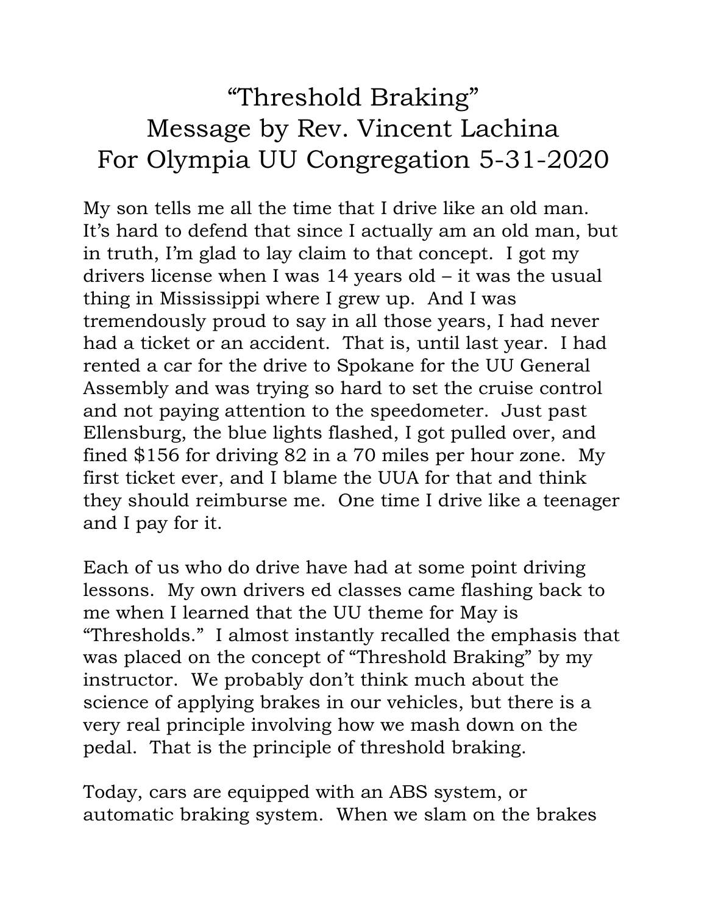# "Threshold Braking"
## Message by Rev. Vincent Lachina
## For Olympia UU Congregation 5-31-2020

My son tells me all the time that I drive like an old man. It's hard to defend that since I actually am an old man, but in truth, I'm glad to lay claim to that concept. I got my drivers license when I was 14 years old – it was the usual thing in Mississippi where I grew up. And I was tremendously proud to say in all those years, I had never had a ticket or an accident. That is, until last year. I had rented a car for the drive to Spokane for the UU General Assembly and was trying so hard to set the cruise control and not paying attention to the speedometer. Just past Ellensburg, the blue lights flashed, I got pulled over, and fined $156 for driving 82 in a 70 miles per hour zone. My first ticket ever, and I blame the UUA for that and think they should reimburse me. One time I drive like a teenager and I pay for it.

Each of us who do drive have had at some point driving lessons. My own drivers ed classes came flashing back to me when I learned that the UU theme for May is "Thresholds." I almost instantly recalled the emphasis that was placed on the concept of "Threshold Braking" by my instructor. We probably don't think much about the science of applying brakes in our vehicles, but there is a very real principle involving how we mash down on the pedal. That is the principle of threshold braking.

Today, cars are equipped with an ABS system, or automatic braking system. When we slam on the brakes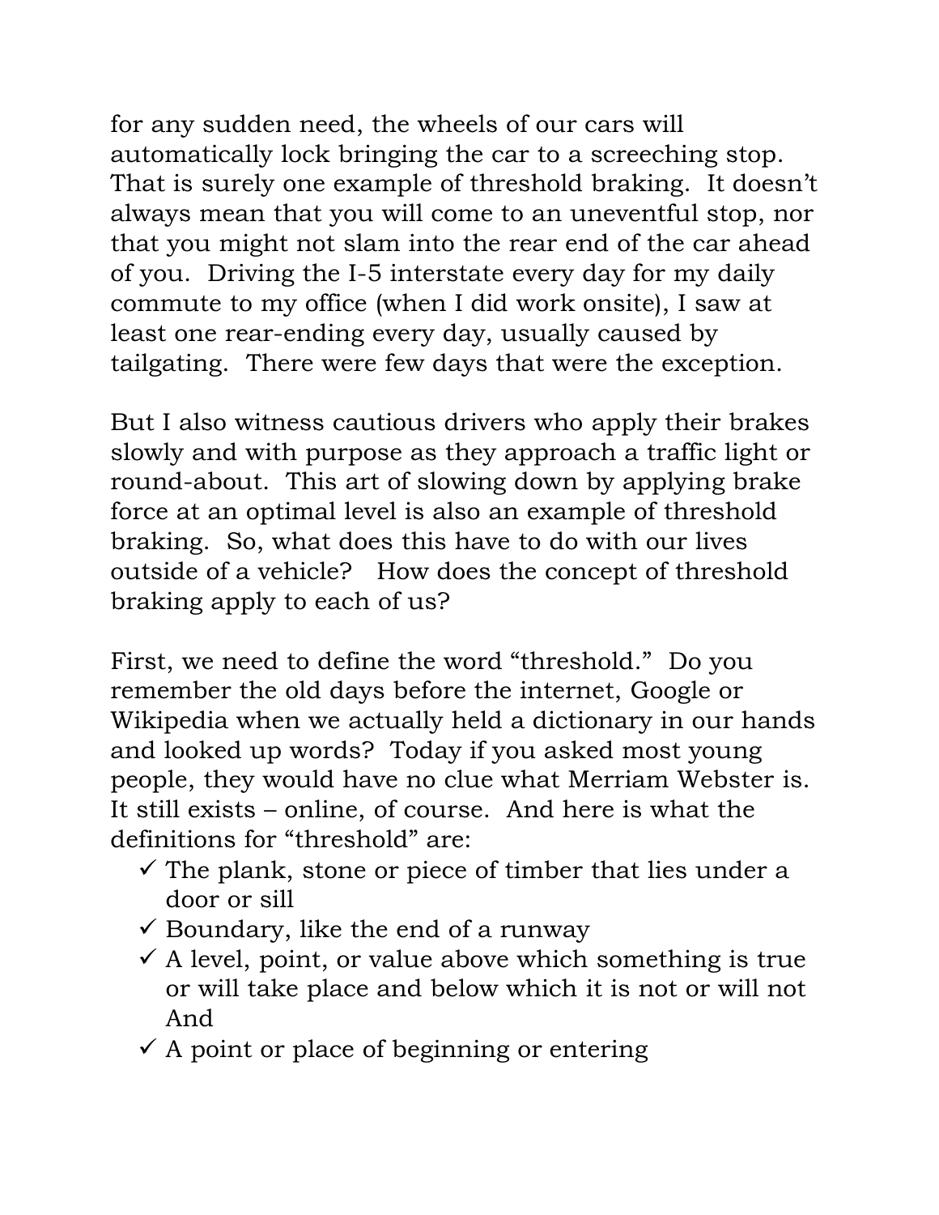for any sudden need, the wheels of our cars will automatically lock bringing the car to a screeching stop. That is surely one example of threshold braking. It doesn't always mean that you will come to an uneventful stop, nor that you might not slam into the rear end of the car ahead of you. Driving the I-5 interstate every day for my daily commute to my office (when I did work onsite), I saw at least one rear-ending every day, usually caused by tailgating. There were few days that were the exception.

But I also witness cautious drivers who apply their brakes slowly and with purpose as they approach a traffic light or round-about. This art of slowing down by applying brake force at an optimal level is also an example of threshold braking. So, what does this have to do with our lives outside of a vehicle? How does the concept of threshold braking apply to each of us?

First, we need to define the word "threshold." Do you remember the old days before the internet, Google or Wikipedia when we actually held a dictionary in our hands and looked up words? Today if you asked most young people, they would have no clue what Merriam Webster is. It still exists – online, of course. And here is what the definitions for "threshold" are:

- ✓ The plank, stone or piece of timber that lies under a door or sill
- ✓ Boundary, like the end of a runway
- ✓ A level, point, or value above which something is true or will take place and below which it is not or will not And
- ✓ A point or place of beginning or entering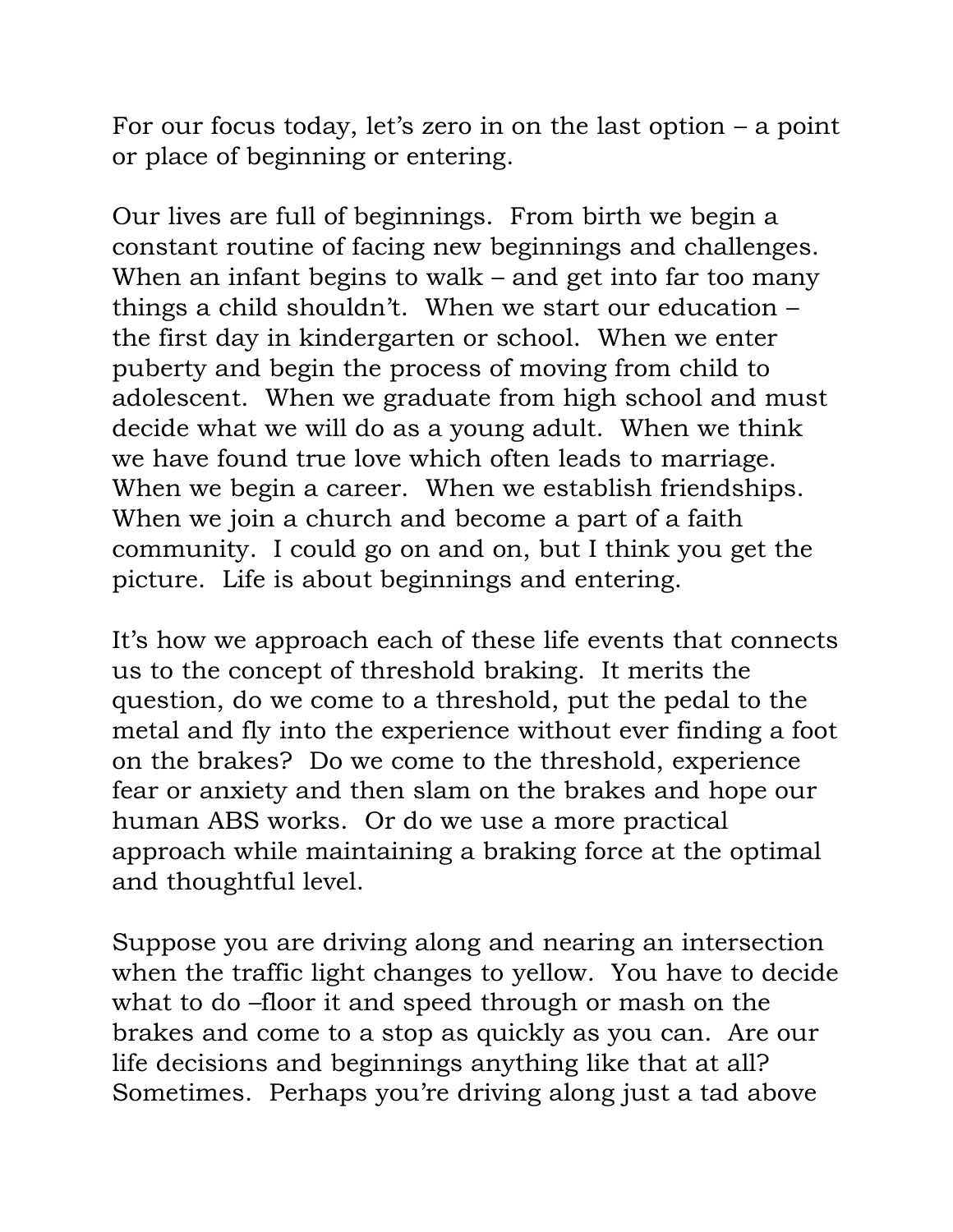For our focus today, let's zero in on the last option – a point or place of beginning or entering.

Our lives are full of beginnings. From birth we begin a constant routine of facing new beginnings and challenges. When an infant begins to walk – and get into far too many things a child shouldn't. When we start our education – the first day in kindergarten or school. When we enter puberty and begin the process of moving from child to adolescent. When we graduate from high school and must decide what we will do as a young adult. When we think we have found true love which often leads to marriage. When we begin a career. When we establish friendships. When we join a church and become a part of a faith community. I could go on and on, but I think you get the picture. Life is about beginnings and entering.

It's how we approach each of these life events that connects us to the concept of threshold braking. It merits the question, do we come to a threshold, put the pedal to the metal and fly into the experience without ever finding a foot on the brakes? Do we come to the threshold, experience fear or anxiety and then slam on the brakes and hope our human ABS works. Or do we use a more practical approach while maintaining a braking force at the optimal and thoughtful level.

Suppose you are driving along and nearing an intersection when the traffic light changes to yellow. You have to decide what to do –floor it and speed through or mash on the brakes and come to a stop as quickly as you can. Are our life decisions and beginnings anything like that at all? Sometimes. Perhaps you're driving along just a tad above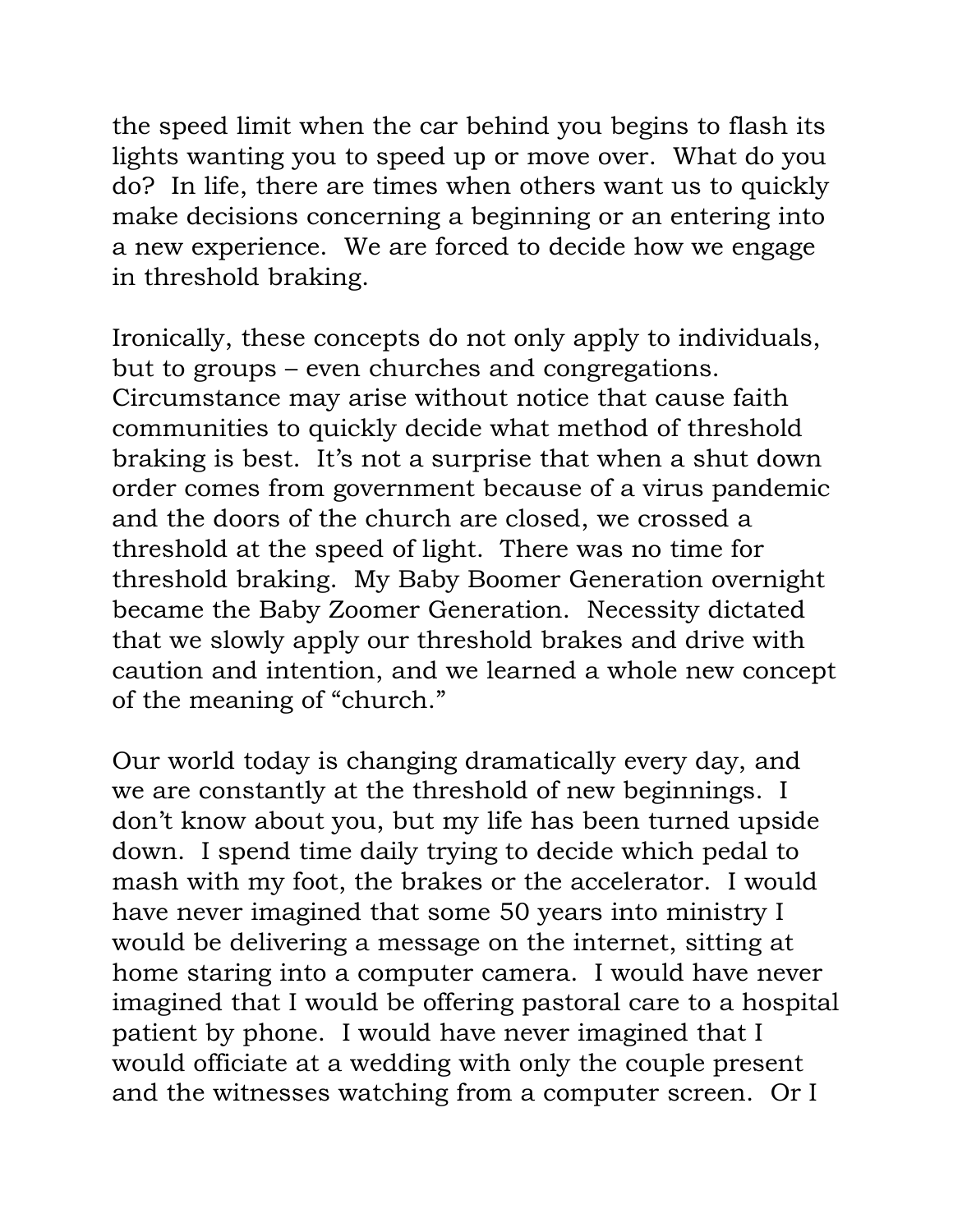the speed limit when the car behind you begins to flash its lights wanting you to speed up or move over. What do you do? In life, there are times when others want us to quickly make decisions concerning a beginning or an entering into a new experience. We are forced to decide how we engage in threshold braking.

Ironically, these concepts do not only apply to individuals, but to groups – even churches and congregations. Circumstance may arise without notice that cause faith communities to quickly decide what method of threshold braking is best. It's not a surprise that when a shut down order comes from government because of a virus pandemic and the doors of the church are closed, we crossed a threshold at the speed of light. There was no time for threshold braking. My Baby Boomer Generation overnight became the Baby Zoomer Generation. Necessity dictated that we slowly apply our threshold brakes and drive with caution and intention, and we learned a whole new concept of the meaning of "church."

Our world today is changing dramatically every day, and we are constantly at the threshold of new beginnings. I don't know about you, but my life has been turned upside down. I spend time daily trying to decide which pedal to mash with my foot, the brakes or the accelerator. I would have never imagined that some 50 years into ministry I would be delivering a message on the internet, sitting at home staring into a computer camera. I would have never imagined that I would be offering pastoral care to a hospital patient by phone. I would have never imagined that I would officiate at a wedding with only the couple present and the witnesses watching from a computer screen. Or I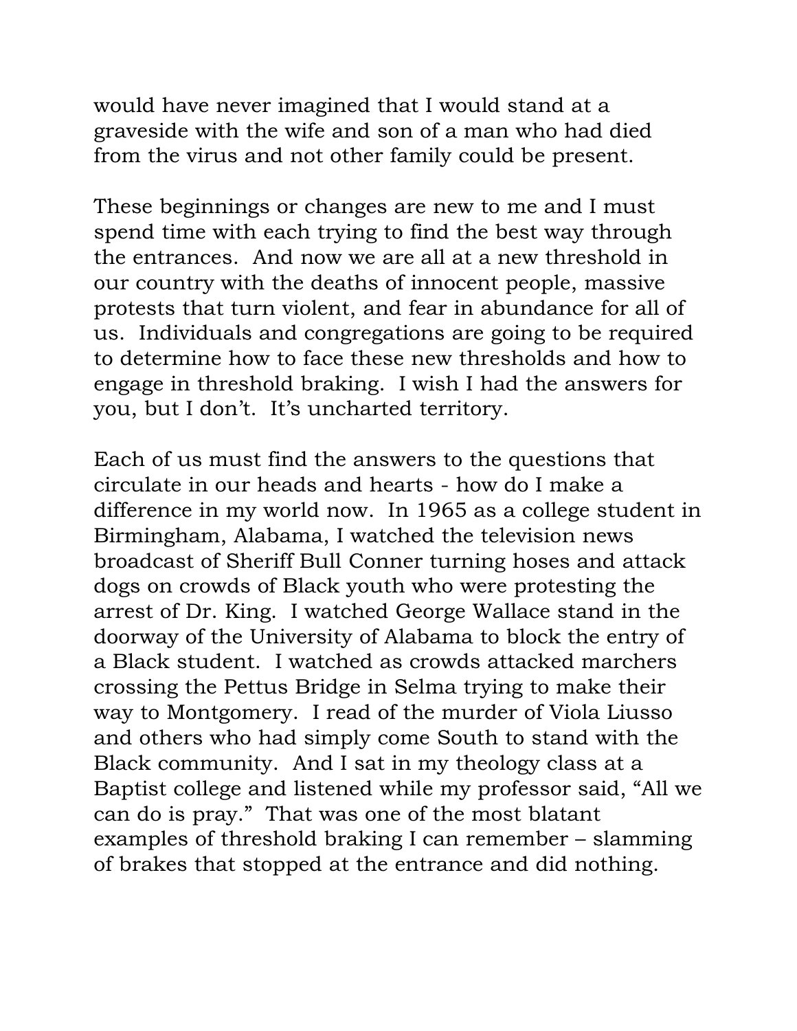would have never imagined that I would stand at a graveside with the wife and son of a man who had died from the virus and not other family could be present.

These beginnings or changes are new to me and I must spend time with each trying to find the best way through the entrances. And now we are all at a new threshold in our country with the deaths of innocent people, massive protests that turn violent, and fear in abundance for all of us. Individuals and congregations are going to be required to determine how to face these new thresholds and how to engage in threshold braking. I wish I had the answers for you, but I don't. It's uncharted territory.

Each of us must find the answers to the questions that circulate in our heads and hearts - how do I make a difference in my world now. In 1965 as a college student in Birmingham, Alabama, I watched the television news broadcast of Sheriff Bull Conner turning hoses and attack dogs on crowds of Black youth who were protesting the arrest of Dr. King. I watched George Wallace stand in the doorway of the University of Alabama to block the entry of a Black student. I watched as crowds attacked marchers crossing the Pettus Bridge in Selma trying to make their way to Montgomery. I read of the murder of Viola Liusso and others who had simply come South to stand with the Black community. And I sat in my theology class at a Baptist college and listened while my professor said, "All we can do is pray." That was one of the most blatant examples of threshold braking I can remember – slamming of brakes that stopped at the entrance and did nothing.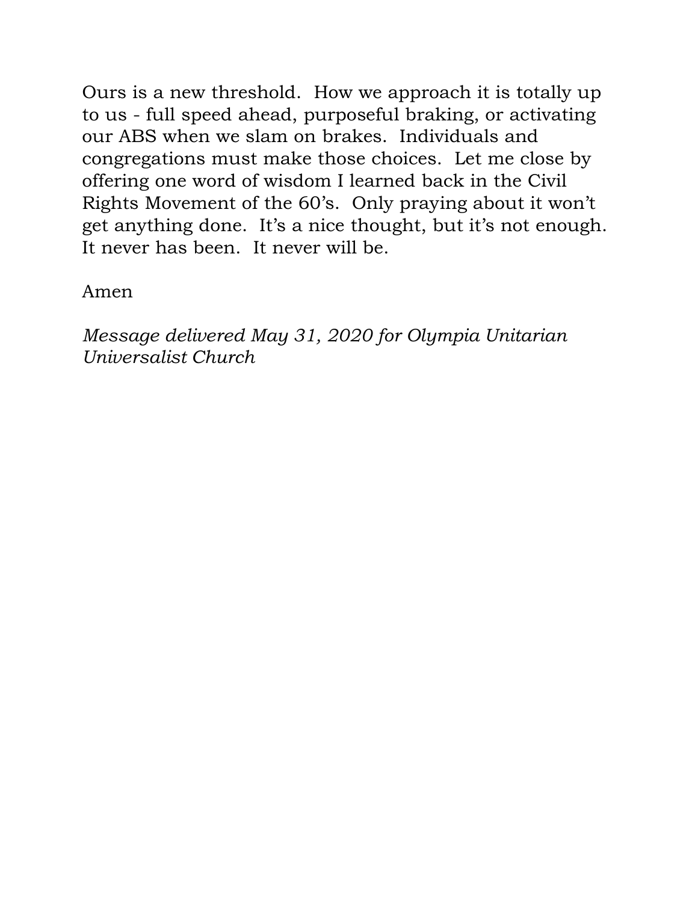Ours is a new threshold. How we approach it is totally up to us - full speed ahead, purposeful braking, or activating our ABS when we slam on brakes. Individuals and congregations must make those choices. Let me close by offering one word of wisdom I learned back in the Civil Rights Movement of the 60's. Only praying about it won't get anything done. It's a nice thought, but it's not enough. It never has been. It never will be.

Amen

*Message delivered May 31, 2020 for Olympia Unitarian Universalist Church*